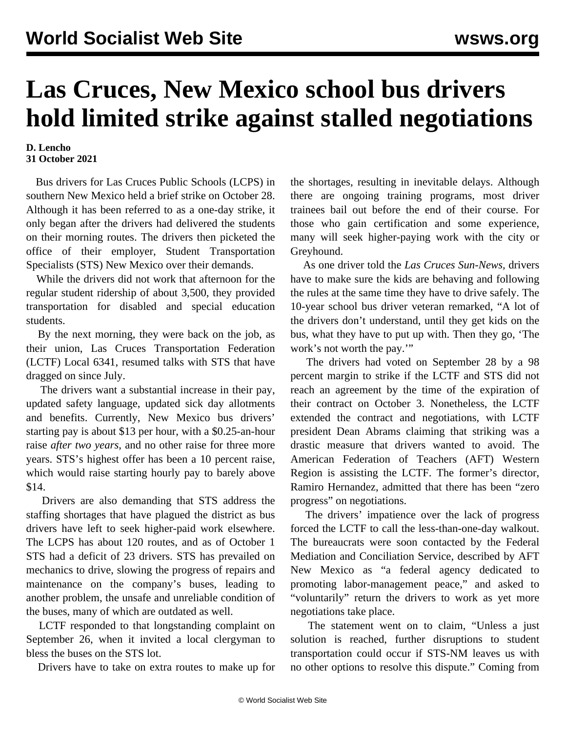# Las Cruces, New Mexico school bus drivers hold limited strike against stalled negotiations

**D. Lencho**
**31 October 2021**

Bus drivers for Las Cruces Public Schools (LCPS) in southern New Mexico held a brief strike on October 28. Although it has been referred to as a one-day strike, it only began after the drivers had delivered the students on their morning routes. The drivers then picketed the office of their employer, Student Transportation Specialists (STS) New Mexico over their demands.

While the drivers did not work that afternoon for the regular student ridership of about 3,500, they provided transportation for disabled and special education students.

By the next morning, they were back on the job, as their union, Las Cruces Transportation Federation (LCTF) Local 6341, resumed talks with STS that have dragged on since July.

The drivers want a substantial increase in their pay, updated safety language, updated sick day allotments and benefits. Currently, New Mexico bus drivers' starting pay is about $13 per hour, with a $0.25-an-hour raise *after two years*, and no other raise for three more years. STS's highest offer has been a 10 percent raise, which would raise starting hourly pay to barely above $14.

Drivers are also demanding that STS address the staffing shortages that have plagued the district as bus drivers have left to seek higher-paid work elsewhere. The LCPS has about 120 routes, and as of October 1 STS had a deficit of 23 drivers. STS has prevailed on mechanics to drive, slowing the progress of repairs and maintenance on the company's buses, leading to another problem, the unsafe and unreliable condition of the buses, many of which are outdated as well.

LCTF responded to that longstanding complaint on September 26, when it invited a local clergyman to bless the buses on the STS lot.

Drivers have to take on extra routes to make up for the shortages, resulting in inevitable delays. Although there are ongoing training programs, most driver trainees bail out before the end of their course. For those who gain certification and some experience, many will seek higher-paying work with the city or Greyhound.

As one driver told the *Las Cruces Sun-News*, drivers have to make sure the kids are behaving and following the rules at the same time they have to drive safely. The 10-year school bus driver veteran remarked, "A lot of the drivers don't understand, until they get kids on the bus, what they have to put up with. Then they go, 'The work's not worth the pay.'"

The drivers had voted on September 28 by a 98 percent margin to strike if the LCTF and STS did not reach an agreement by the time of the expiration of their contract on October 3. Nonetheless, the LCTF extended the contract and negotiations, with LCTF president Dean Abrams claiming that striking was a drastic measure that drivers wanted to avoid. The American Federation of Teachers (AFT) Western Region is assisting the LCTF. The former's director, Ramiro Hernandez, admitted that there has been "zero progress" on negotiations.

The drivers' impatience over the lack of progress forced the LCTF to call the less-than-one-day walkout. The bureaucrats were soon contacted by the Federal Mediation and Conciliation Service, described by AFT New Mexico as "a federal agency dedicated to promoting labor-management peace," and asked to "voluntarily" return the drivers to work as yet more negotiations take place.

The statement went on to claim, "Unless a just solution is reached, further disruptions to student transportation could occur if STS-NM leaves us with no other options to resolve this dispute." Coming from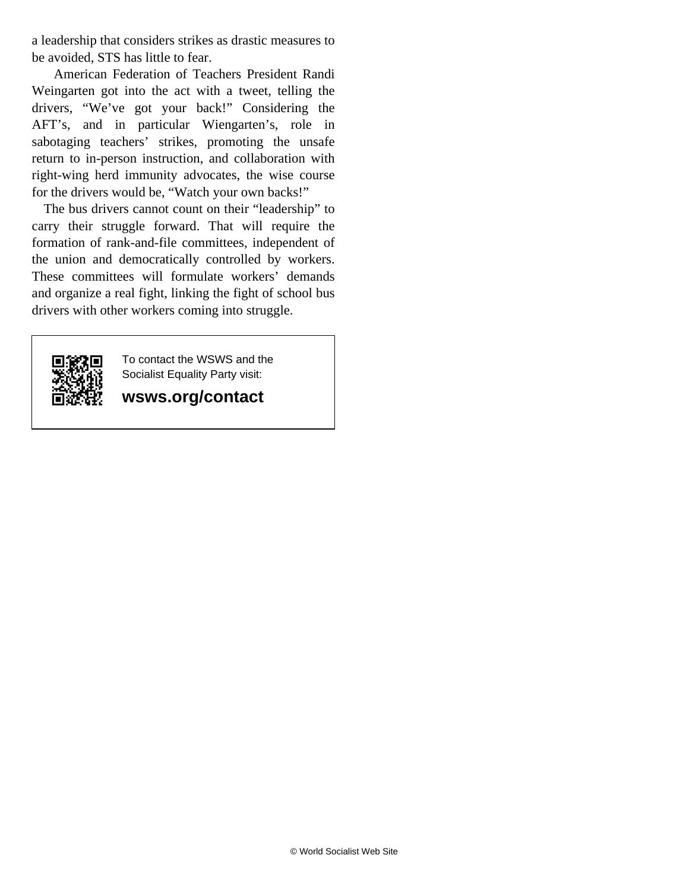a leadership that considers strikes as drastic measures to be avoided, STS has little to fear.

American Federation of Teachers President Randi Weingarten got into the act with a tweet, telling the drivers, “We’ve got your back!” Considering the AFT’s, and in particular Wiengarten’s, role in sabotaging teachers’ strikes, promoting the unsafe return to in-person instruction, and collaboration with right-wing herd immunity advocates, the wise course for the drivers would be, “Watch your own backs!”

The bus drivers cannot count on their “leadership” to carry their struggle forward. That will require the formation of rank-and-file committees, independent of the union and democratically controlled by workers. These committees will formulate workers’ demands and organize a real fight, linking the fight of school bus drivers with other workers coming into struggle.

To contact the WSWS and the Socialist Equality Party visit:

**wsws.org/contact**

© World Socialist Web Site